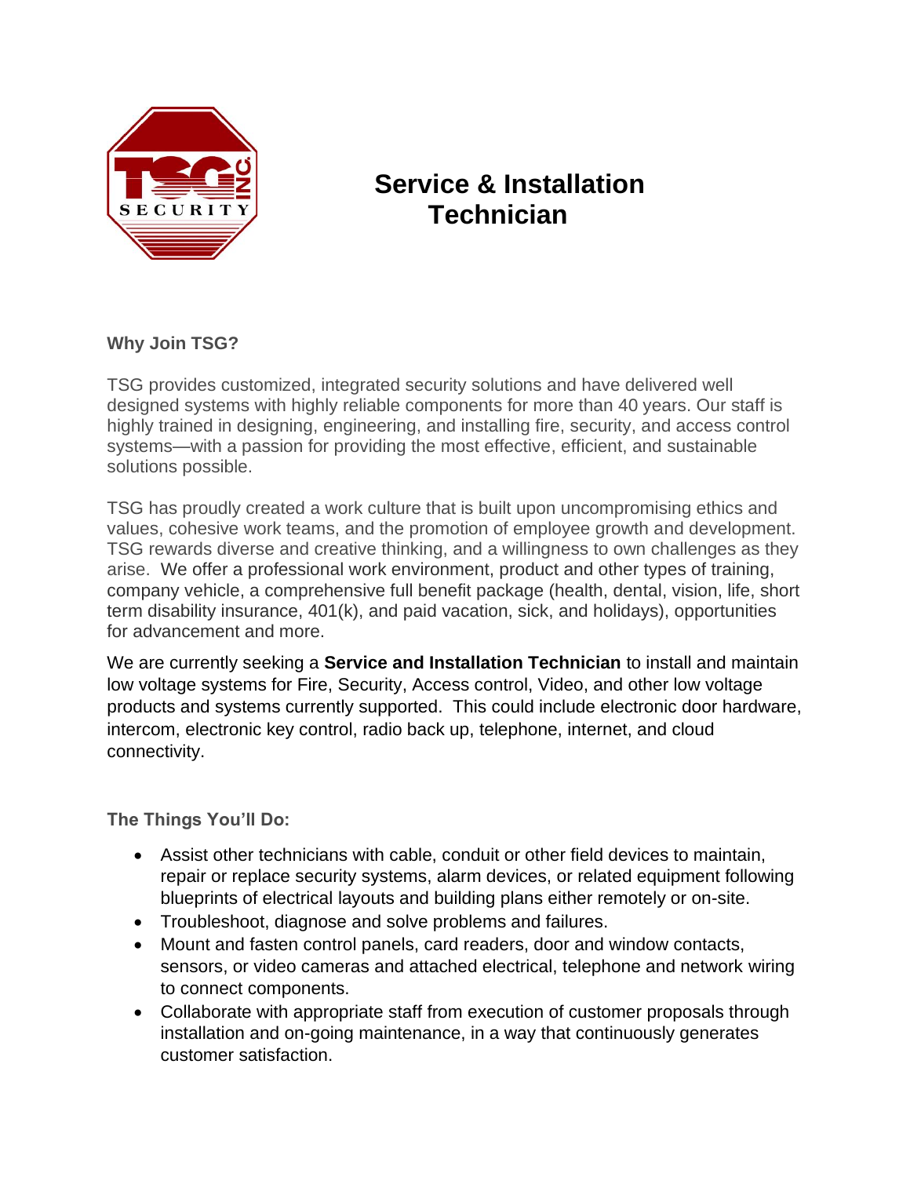# Service & Installation Technician

### Why Join TSG?

TSG provides customized, integrated security solutions and have delivered well designed systems with highly reliable components for more than 40 years. Our staff is highly trained in designing, engineering, and installing fire, security, and access control systems—with a passion for providing the most effective, efficient, and sustainable solutions possible.

TSG has proudly created a work culture that is built upon uncompromising ethics and values, cohesive work teams, and the promotion of employee growth and development. TSG rewards diverse and creative thinking, and a willingness to own challenges as they arise. We offer a professional work environment, product and other types of training, company vehicle, a comprehensive full benefit package (health, dental, vision, life, short term disability insurance, 401(k), and paid vacation, sick, and holidays), opportunities for advancement and more.

We are currently seeking a **Service and Installation Technician** to install and maintain low voltage systems for Fire, Security, Access control, Video, and other low voltage products and systems currently supported. This could include electronic door hardware, intercom, electronic key control, radio back up, telephone, internet, and cloud connectivity.

### The Things You'll Do:

- Assist other technicians with cable, conduit or other field devices to maintain, repair or replace security systems, alarm devices, or related equipment following blueprints of electrical layouts and building plans either remotely or on-site.
- Troubleshoot, diagnose and solve problems and failures.
- Mount and fasten control panels, card readers, door and window contacts, sensors, or video cameras and attached electrical, telephone and network wiring to connect components.
- Collaborate with appropriate staff from execution of customer proposals through installation and on-going maintenance, in a way that continuously generates customer satisfaction.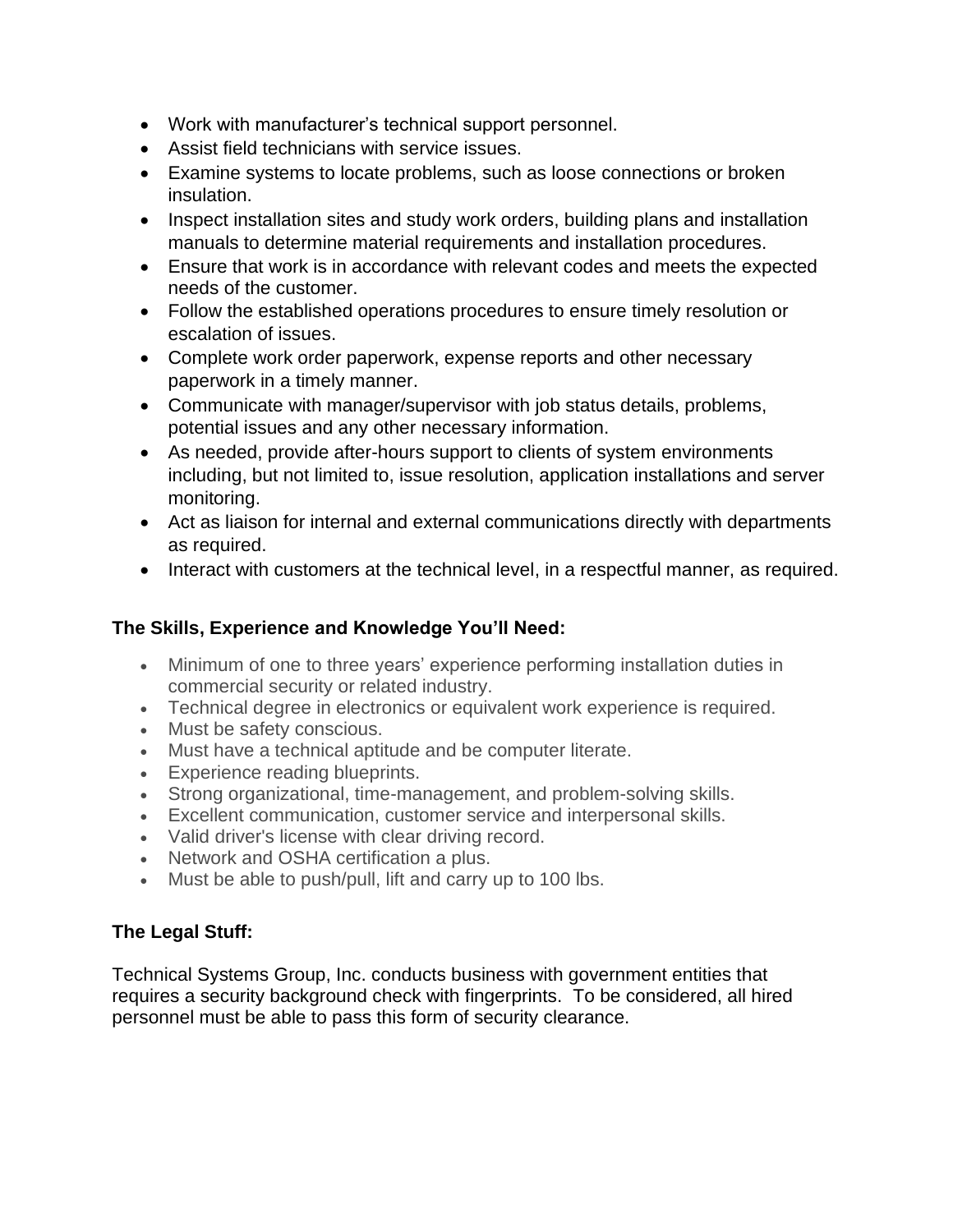- Work with manufacturer's technical support personnel.
- Assist field technicians with service issues.
- Examine systems to locate problems, such as loose connections or broken insulation.
- Inspect installation sites and study work orders, building plans and installation manuals to determine material requirements and installation procedures.
- Ensure that work is in accordance with relevant codes and meets the expected needs of the customer.
- Follow the established operations procedures to ensure timely resolution or escalation of issues.
- Complete work order paperwork, expense reports and other necessary paperwork in a timely manner.
- Communicate with manager/supervisor with job status details, problems, potential issues and any other necessary information.
- As needed, provide after-hours support to clients of system environments including, but not limited to, issue resolution, application installations and server monitoring.
- Act as liaison for internal and external communications directly with departments as required.
- Interact with customers at the technical level, in a respectful manner, as required.

**The Skills, Experience and Knowledge You'll Need:**

- Minimum of one to three years' experience performing installation duties in commercial security or related industry.
- Technical degree in electronics or equivalent work experience is required.
- Must be safety conscious.
- Must have a technical aptitude and be computer literate.
- Experience reading blueprints.
- Strong organizational, time-management, and problem-solving skills.
- Excellent communication, customer service and interpersonal skills.
- Valid driver's license with clear driving record.
- Network and OSHA certification a plus.
- Must be able to push/pull, lift and carry up to 100 lbs.

**The Legal Stuff:**

Technical Systems Group, Inc. conducts business with government entities that requires a security background check with fingerprints. To be considered, all hired personnel must be able to pass this form of security clearance.